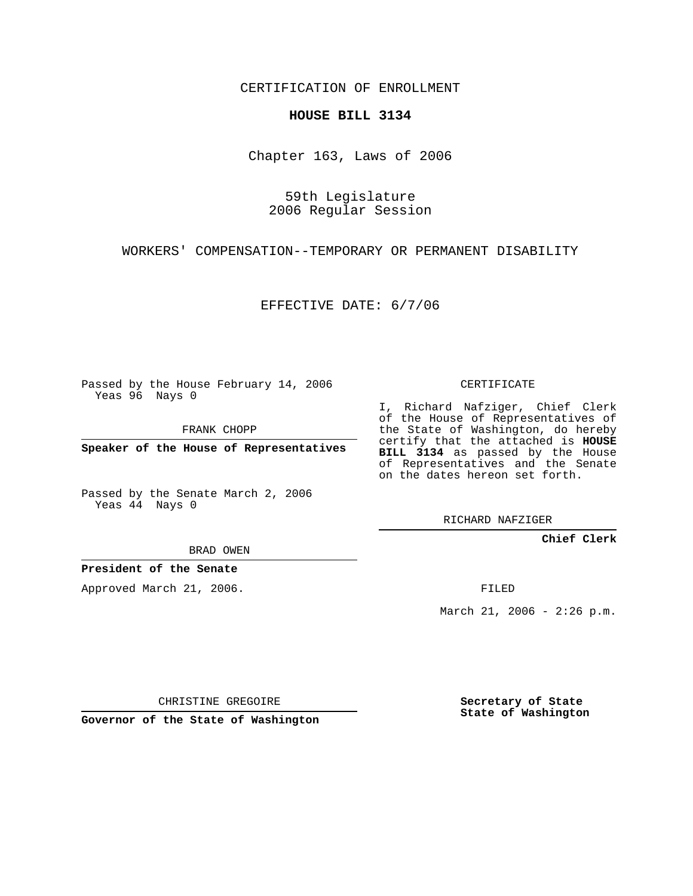CERTIFICATION OF ENROLLMENT

**HOUSE BILL 3134**

Chapter 163, Laws of 2006

59th Legislature
2006 Regular Session

WORKERS' COMPENSATION--TEMPORARY OR PERMANENT DISABILITY

EFFECTIVE DATE: 6/7/06

Passed by the House February 14, 2006
Yeas 96 Nays 0

FRANK CHOPP

**Speaker of the House of Representatives**

Passed by the Senate March 2, 2006
Yeas 44 Nays 0

BRAD OWEN

**President of the Senate**

Approved March 21, 2006.

CHRISTINE GREGOIRE

**Governor of the State of Washington**

CERTIFICATE

I, Richard Nafziger, Chief Clerk of the House of Representatives of the State of Washington, do hereby certify that the attached is **HOUSE BILL 3134** as passed by the House of Representatives and the Senate on the dates hereon set forth.

RICHARD NAFZIGER

**Chief Clerk**

FILED

March 21, 2006 - 2:26 p.m.

**Secretary of State**
**State of Washington**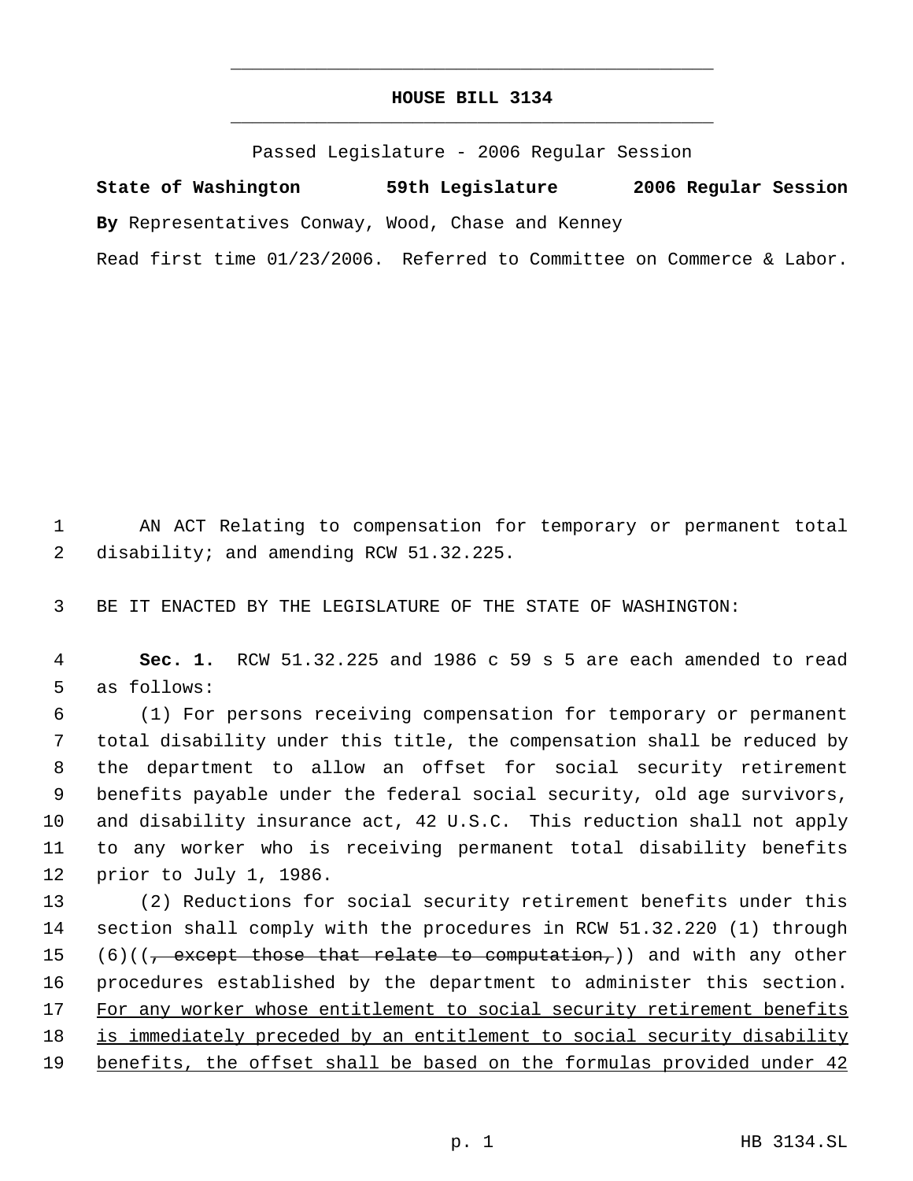# HOUSE BILL 3134

Passed Legislature - 2006 Regular Session

**State of Washington 59th Legislature 2006 Regular Session**

**By** Representatives Conway, Wood, Chase and Kenney

Read first time 01/23/2006. Referred to Committee on Commerce & Labor.

AN ACT Relating to compensation for temporary or permanent total disability; and amending RCW 51.32.225.

BE IT ENACTED BY THE LEGISLATURE OF THE STATE OF WASHINGTON:

**Sec. 1.** RCW 51.32.225 and 1986 c 59 s 5 are each amended to read as follows:

(1) For persons receiving compensation for temporary or permanent total disability under this title, the compensation shall be reduced by the department to allow an offset for social security retirement benefits payable under the federal social security, old age survivors, and disability insurance act, 42 U.S.C. This reduction shall not apply to any worker who is receiving permanent total disability benefits prior to July 1, 1986.

(2) Reductions for social security retirement benefits under this section shall comply with the procedures in RCW 51.32.220 (1) through (6)((~~, except those that relate to computation,~~)) and with any other procedures established by the department to administer this section. <u>For any worker whose entitlement to social security retirement benefits is immediately preceded by an entitlement to social security disability benefits, the offset shall be based on the formulas provided under 42</u>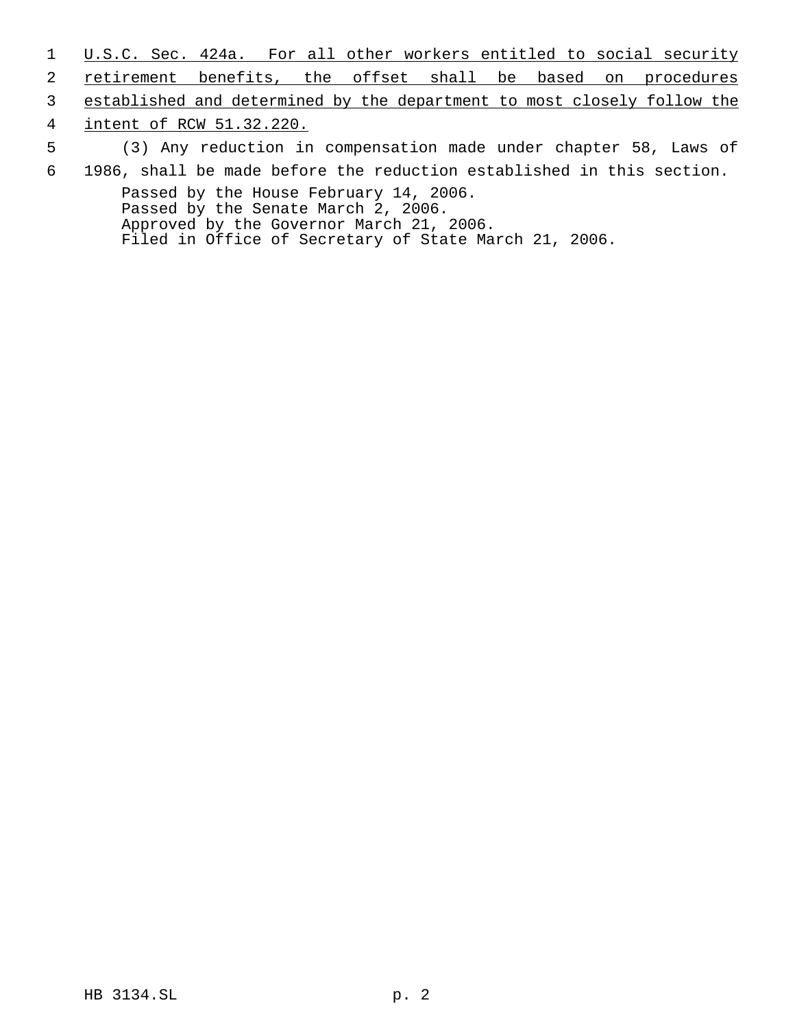<u>U.S.C. Sec. 424a. For all other workers entitled to social security retirement benefits, the offset shall be based on procedures established and determined by the department to most closely follow the intent of RCW 51.32.220.</u>

(3) Any reduction in compensation made under chapter 58, Laws of 1986, shall be made before the reduction established in this section.

Passed by the House February 14, 2006.
Passed by the Senate March 2, 2006.
Approved by the Governor March 21, 2006.
Filed in Office of Secretary of State March 21, 2006.